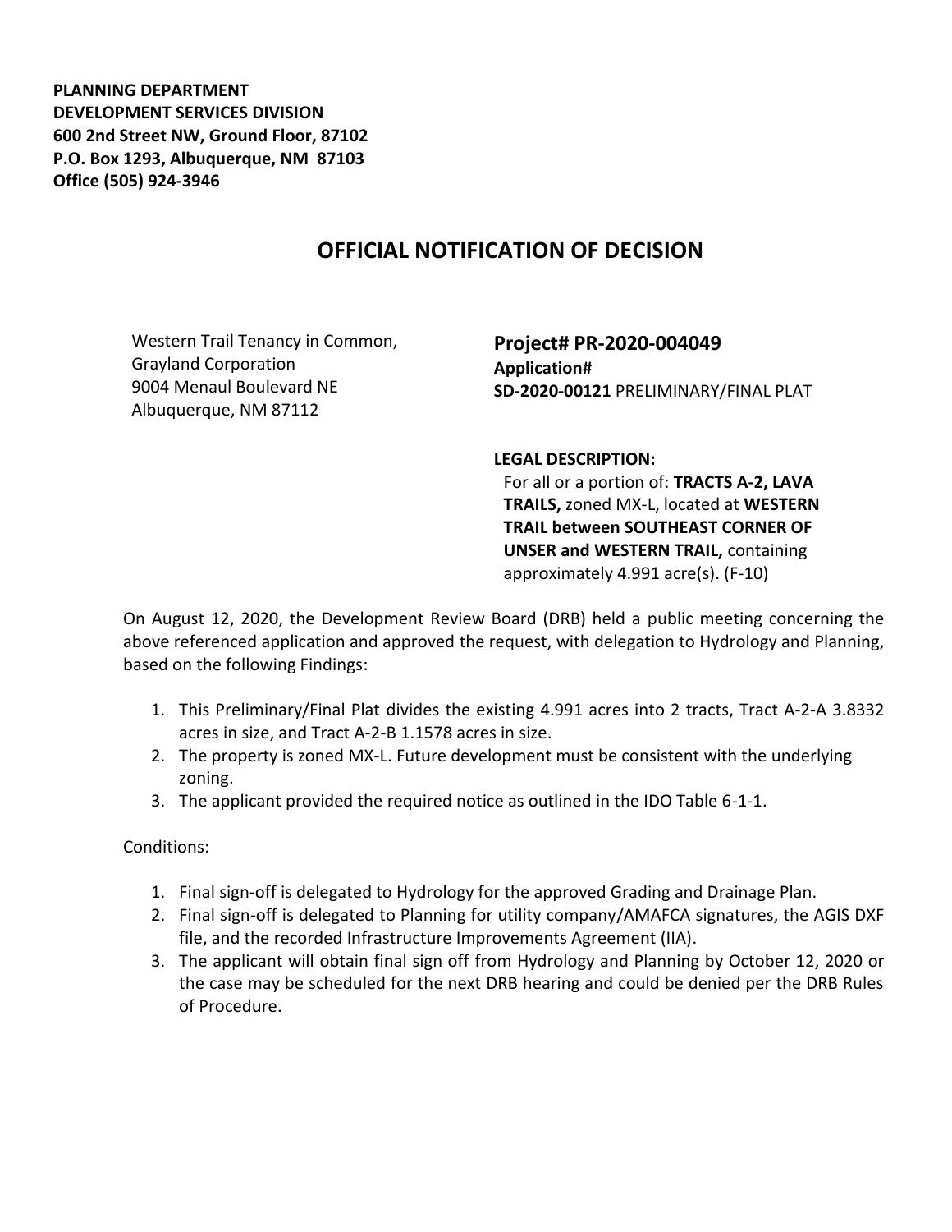**PLANNING DEPARTMENT**
**DEVELOPMENT SERVICES DIVISION**
**600 2nd Street NW, Ground Floor, 87102**
**P.O. Box 1293, Albuquerque, NM 87103**
**Office (505) 924-3946**

# OFFICIAL NOTIFICATION OF DECISION

Western Trail Tenancy in Common,
Grayland Corporation
9004 Menaul Boulevard NE
Albuquerque, NM 87112

**Project# PR-2020-004049**
**Application#**
**SD-2020-00121** PRELIMINARY/FINAL PLAT

**LEGAL DESCRIPTION:**
For all or a portion of: **TRACTS A-2, LAVA TRAILS,** zoned MX-L, located at **WESTERN TRAIL between SOUTHEAST CORNER OF UNSER and WESTERN TRAIL,** containing approximately 4.991 acre(s). (F-10)

On August 12, 2020, the Development Review Board (DRB) held a public meeting concerning the above referenced application and approved the request, with delegation to Hydrology and Planning, based on the following Findings:

1. This Preliminary/Final Plat divides the existing 4.991 acres into 2 tracts, Tract A-2-A 3.8332 acres in size, and Tract A-2-B 1.1578 acres in size.
2. The property is zoned MX-L. Future development must be consistent with the underlying zoning.
3. The applicant provided the required notice as outlined in the IDO Table 6-1-1.

Conditions:

1. Final sign-off is delegated to Hydrology for the approved Grading and Drainage Plan.
2. Final sign-off is delegated to Planning for utility company/AMAFCA signatures, the AGIS DXF file, and the recorded Infrastructure Improvements Agreement (IIA).
3. The applicant will obtain final sign off from Hydrology and Planning by October 12, 2020 or the case may be scheduled for the next DRB hearing and could be denied per the DRB Rules of Procedure.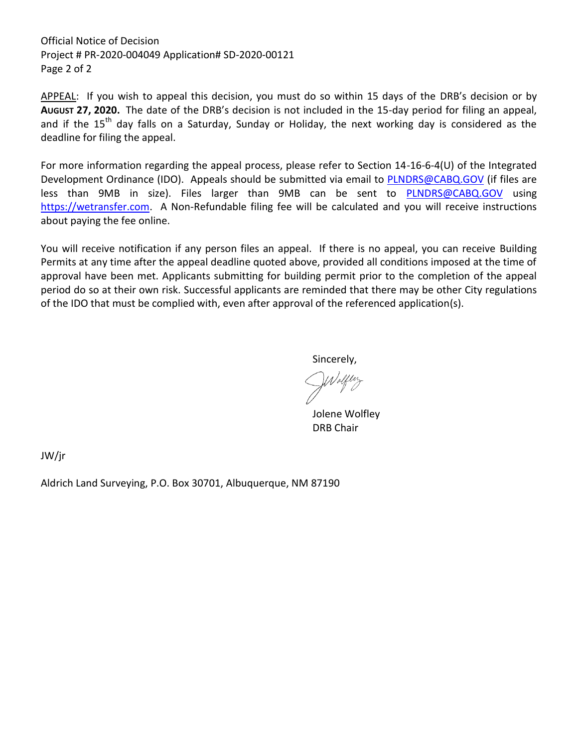Official Notice of Decision
Project # PR-2020-004049 Application# SD-2020-00121

APPEAL: If you wish to appeal this decision, you must do so within 15 days of the DRB's decision or by **AUGUST 27, 2020.** The date of the DRB's decision is not included in the 15-day period for filing an appeal, and if the 15th day falls on a Saturday, Sunday or Holiday, the next working day is considered as the deadline for filing the appeal.

For more information regarding the appeal process, please refer to Section 14-16-6-4(U) of the Integrated Development Ordinance (IDO). Appeals should be submitted via email to PLNDRS@CABQ.GOV (if files are less than 9MB in size). Files larger than 9MB can be sent to PLNDRS@CABQ.GOV using https://wetransfer.com. A Non-Refundable filing fee will be calculated and you will receive instructions about paying the fee online.

You will receive notification if any person files an appeal. If there is no appeal, you can receive Building Permits at any time after the appeal deadline quoted above, provided all conditions imposed at the time of approval have been met. Applicants submitting for building permit prior to the completion of the appeal period do so at their own risk. Successful applicants are reminded that there may be other City regulations of the IDO that must be complied with, even after approval of the referenced application(s).

Sincerely,

Jolene Wolfley
DRB Chair

JW/jr

Aldrich Land Surveying, P.O. Box 30701, Albuquerque, NM 87190